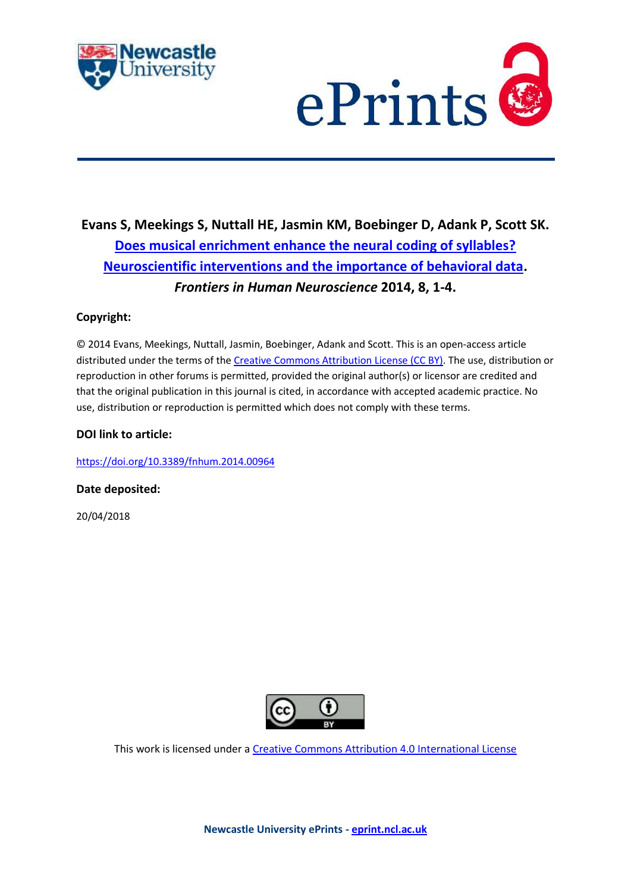**Evans S, Meekings S, Nuttall HE, Jasmin KM, Boebinger D, Adank P, Scott SK.**
**[Does musical enrichment enhance the neural coding of syllables? Neuroscientific interventions and the importance of behavioral data](https://doi.org/10.3389/fnhum.2014.00964).**
***Frontiers in Human Neuroscience* 2014, 8, 1-4.**

**Copyright:**

© 2014 Evans, Meekings, Nuttall, Jasmin, Boebinger, Adank and Scott. This is an open-access article distributed under the terms of the Creative Commons Attribution License (CC BY). The use, distribution or reproduction in other forums is permitted, provided the original author(s) or licensor are credited and that the original publication in this journal is cited, in accordance with accepted academic practice. No use, distribution or reproduction is permitted which does not comply with these terms.

**DOI link to article:**

https://doi.org/10.3389/fnhum.2014.00964

**Date deposited:**

20/04/2018

This work is licensed under a Creative Commons Attribution 4.0 International License

**Newcastle University ePrints - eprint.ncl.ac.uk**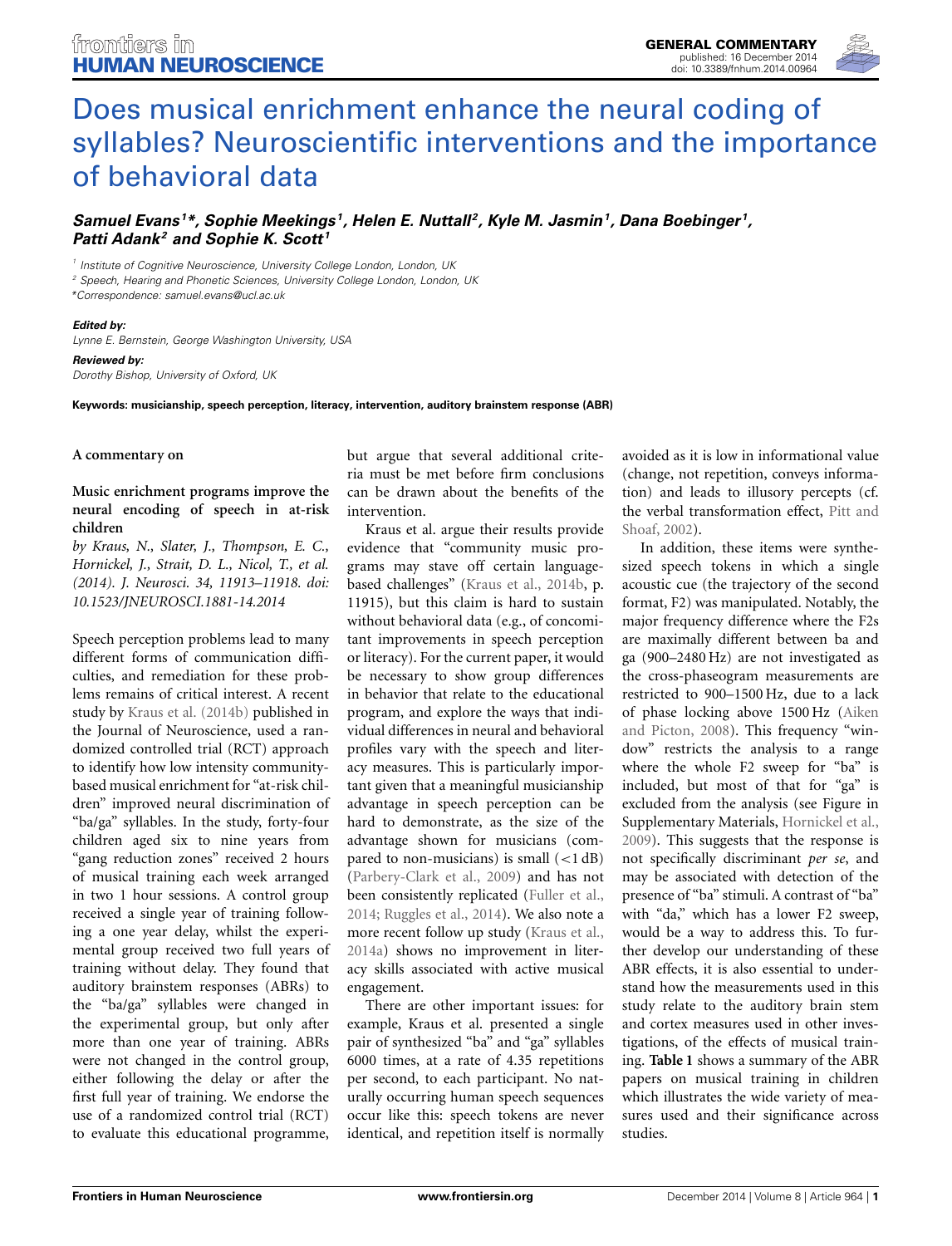# Does musical enrichment enhance the neural coding of syllables? Neuroscientific interventions and the importance of behavioral data

***Samuel Evans[1]\*, Sophie Meekings[1], Helen E. Nuttall[2], Kyle M. Jasmin[1], Dana Boebinger[1], Patti Adank[2] and Sophie K. Scott[1]***

[1] *Institute of Cognitive Neuroscience, University College London, London, UK*
[2] *Speech, Hearing and Phonetic Sciences, University College London, London, UK*
*\*Correspondence: samuel.evans@ucl.ac.uk*

***Edited by:***
*Lynne E. Bernstein, George Washington University, USA*

***Reviewed by:***
*Dorothy Bishop, University of Oxford, UK*

**Keywords: musicianship, speech perception, literacy, intervention, auditory brainstem response (ABR)**

**A commentary on**

**Music enrichment programs improve the neural encoding of speech in at-risk children**

*by Kraus, N., Slater, J., Thompson, E. C., Hornickel, J., Strait, D. L., Nicol, T., et al. (2014). J. Neurosci. 34, 11913–11918. doi: 10.1523/JNEUROSCI.1881-14.2014*

Speech perception problems lead to many different forms of communication difficulties, and remediation for these problems remains of critical interest. A recent study by Kraus et al. (2014b) published in the Journal of Neuroscience, used a randomized controlled trial (RCT) approach to identify how low intensity community-based musical enrichment for "at-risk children" improved neural discrimination of "ba/ga" syllables. In the study, forty-four children aged six to nine years from "gang reduction zones" received 2 hours of musical training each week arranged in two 1 hour sessions. A control group received a single year of training following a one year delay, whilst the experimental group received two full years of training without delay. They found that auditory brainstem responses (ABRs) to the "ba/ga" syllables were changed in the experimental group, but only after more than one year of training. ABRs were not changed in the control group, either following the delay or after the first full year of training. We endorse the use of a randomized control trial (RCT) to evaluate this educational programme, but argue that several additional criteria must be met before firm conclusions can be drawn about the benefits of the intervention.

Kraus et al. argue their results provide evidence that "community music programs may stave off certain language-based challenges" (Kraus et al., 2014b, p. 11915), but this claim is hard to sustain without behavioral data (e.g., of concomitant improvements in speech perception or literacy). For the current paper, it would be necessary to show group differences in behavior that relate to the educational program, and explore the ways that individual differences in neural and behavioral profiles vary with the speech and literacy measures. This is particularly important given that a meaningful musicianship advantage in speech perception can be hard to demonstrate, as the size of the advantage shown for musicians (compared to non-musicians) is small (<1 dB) (Parbery-Clark et al., 2009) and has not been consistently replicated (Fuller et al., 2014; Ruggles et al., 2014). We also note a more recent follow up study (Kraus et al., 2014a) shows no improvement in literacy skills associated with active musical engagement.

There are other important issues: for example, Kraus et al. presented a single pair of synthesized "ba" and "ga" syllables 6000 times, at a rate of 4.35 repetitions per second, to each participant. No naturally occurring human speech sequences occur like this: speech tokens are never identical, and repetition itself is normally avoided as it is low in informational value (change, not repetition, conveys information) and leads to illusory percepts (cf. the verbal transformation effect, Pitt and Shoaf, 2002).

In addition, these items were synthesized speech tokens in which a single acoustic cue (the trajectory of the second format, F2) was manipulated. Notably, the major frequency difference where the F2s are maximally different between ba and ga (900–2480 Hz) are not investigated as the cross-phaseogram measurements are restricted to 900–1500 Hz, due to a lack of phase locking above 1500 Hz (Aiken and Picton, 2008). This frequency "window" restricts the analysis to a range where the whole F2 sweep for "ba" is included, but most of that for "ga" is excluded from the analysis (see Figure in Supplementary Materials, Hornickel et al., 2009). This suggests that the response is not specifically discriminant *per se*, and may be associated with detection of the presence of "ba" stimuli. A contrast of "ba" with "da," which has a lower F2 sweep, would be a way to address this. To further develop our understanding of these ABR effects, it is also essential to understand how the measurements used in this study relate to the auditory brain stem and cortex measures used in other investigations, of the effects of musical training. **Table 1** shows a summary of the ABR papers on musical training in children which illustrates the wide variety of measures used and their significance across studies.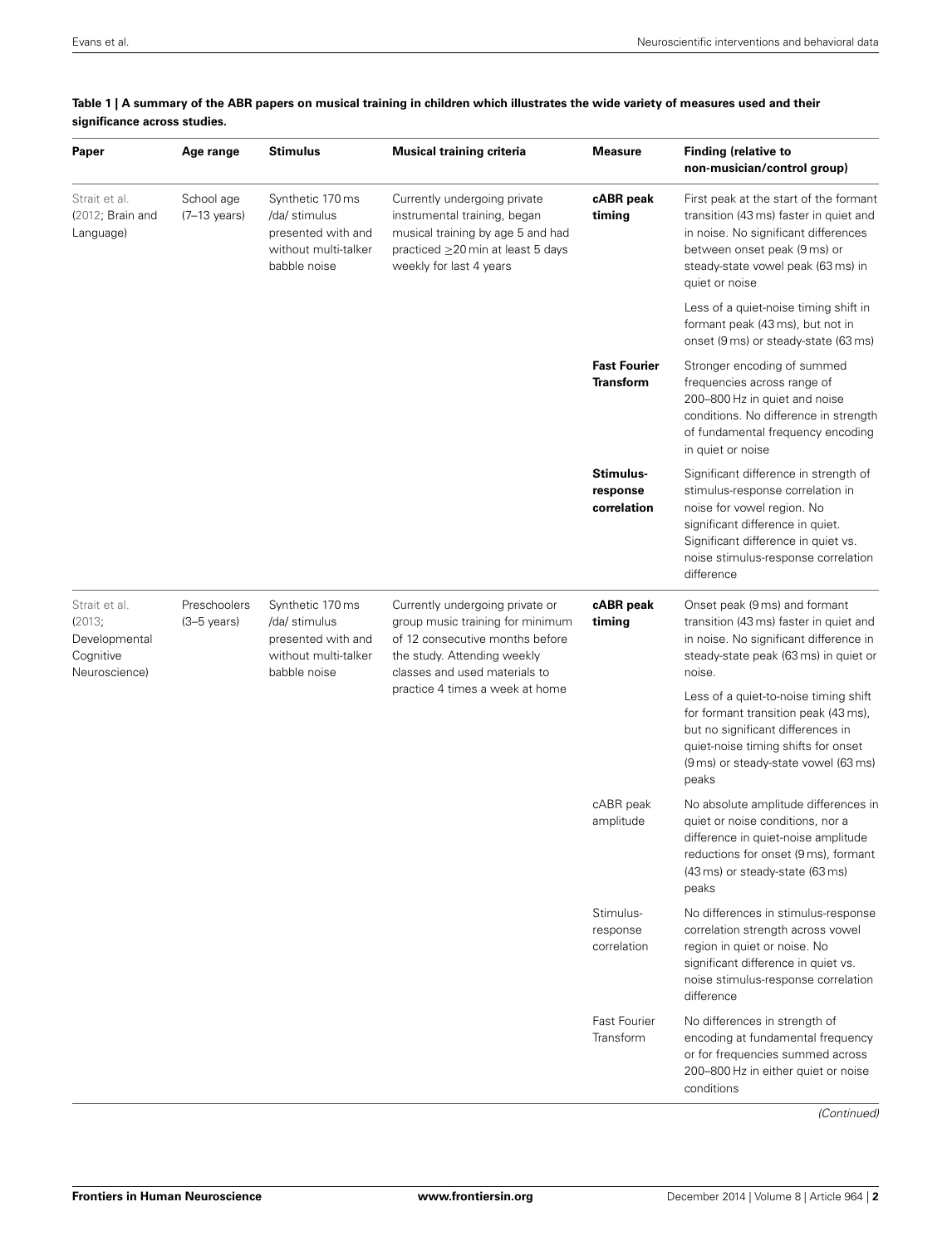**Table 1 | A summary of the ABR papers on musical training in children which illustrates the wide variety of measures used and their significance across studies.**

| Paper | Age range | Stimulus | Musical training criteria | Measure | Finding (relative to non-musician/control group) |
|---|---|---|---|---|---|
| Strait et al. (2012; Brain and Language) | School age (7–13 years) | Synthetic 170 ms /da/ stimulus presented with and without multi-talker babble noise | Currently undergoing private instrumental training, began musical training by age 5 and had practiced ≥20 min at least 5 days weekly for last 4 years | **cABR peak timing** | First peak at the start of the formant transition (43 ms) faster in quiet and in noise. No significant differences between onset peak (9 ms) or steady-state vowel peak (63 ms) in quiet or noise |
| | | | | | Less of a quiet-noise timing shift in formant peak (43 ms), but not in onset (9 ms) or steady-state (63 ms) |
| | | | | **Fast Fourier Transform** | Stronger encoding of summed frequencies across range of 200–800 Hz in quiet and noise conditions. No difference in strength of fundamental frequency encoding in quiet or noise |
| | | | | **Stimulus-response correlation** | Significant difference in strength of stimulus-response correlation in noise for vowel region. No significant difference in quiet. Significant difference in quiet vs. noise stimulus-response correlation difference |
| Strait et al. (2013; Developmental Cognitive Neuroscience) | Preschoolers (3–5 years) | Synthetic 170 ms /da/ stimulus presented with and without multi-talker babble noise | Currently undergoing private or group music training for minimum of 12 consecutive months before the study. Attending weekly classes and used materials to practice 4 times a week at home | **cABR peak timing** | Onset peak (9 ms) and formant transition (43 ms) faster in quiet and in noise. No significant difference in steady-state peak (63 ms) in quiet or noise. |
| | | | | | Less of a quiet-to-noise timing shift for formant transition peak (43 ms), but no significant differences in quiet-noise timing shifts for onset (9 ms) or steady-state vowel (63 ms) peaks |
| | | | | cABR peak amplitude | No absolute amplitude differences in quiet or noise conditions, nor a difference in quiet-noise amplitude reductions for onset (9 ms), formant (43 ms) or steady-state (63 ms) peaks |
| | | | | Stimulus-response correlation | No differences in stimulus-response correlation strength across vowel region in quiet or noise. No significant difference in quiet vs. noise stimulus-response correlation difference |
| | | | | Fast Fourier Transform | No differences in strength of encoding at fundamental frequency or for frequencies summed across 200–800 Hz in either quiet or noise conditions |

*(Continued)*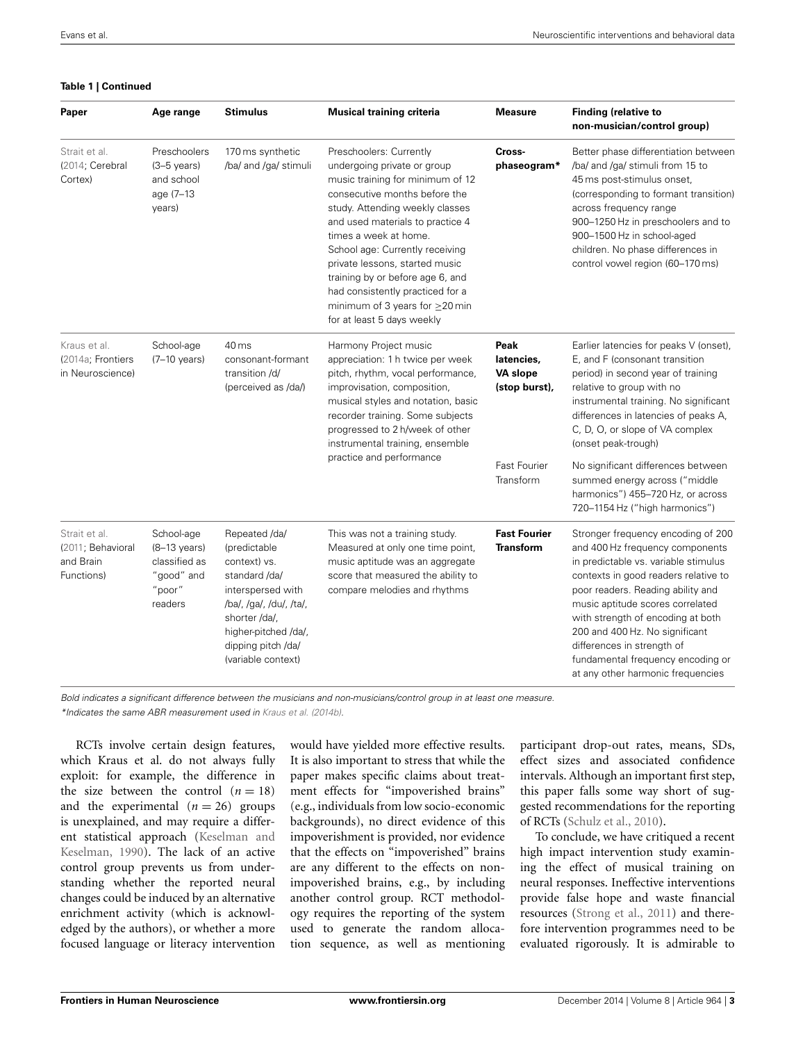**Table 1 | Continued**

| Paper | Age range | Stimulus | Musical training criteria | Measure | Finding (relative to non-musician/control group) |
|---|---|---|---|---|---|
| Strait et al. (2014; Cerebral Cortex) | Preschoolers (3–5 years) and school age (7–13 years) | 170 ms synthetic /ba/ and /ga/ stimuli | Preschoolers: Currently undergoing private or group music training for minimum of 12 consecutive months before the study. Attending weekly classes and used materials to practice 4 times a week at home. School age: Currently receiving private lessons, started music training by or before age 6, and had consistently practiced for a minimum of 3 years for ≥20 min for at least 5 days weekly | **Cross-phaseogram*** | Better phase differentiation between /ba/ and /ga/ stimuli from 15 to 45 ms post-stimulus onset, (corresponding to formant transition) across frequency range 900–1250 Hz in preschoolers and to 900–1500 Hz in school-aged children. No phase differences in control vowel region (60–170 ms) |
| Kraus et al. (2014a; Frontiers in Neuroscience) | School-age (7–10 years) | 40 ms consonant-formant transition /d/ (perceived as /da/) | Harmony Project music appreciation: 1 h twice per week pitch, rhythm, vocal performance, improvisation, composition, musical styles and notation, basic recorder training. Some subjects progressed to 2 h/week of other instrumental training, ensemble practice and performance | **Peak latencies, VA slope (stop burst),** | Earlier latencies for peaks V (onset), E, and F (consonant transition period) in second year of training relative to group with no instrumental training. No significant differences in latencies of peaks A, C, D, O, or slope of VA complex (onset peak-trough) |
| | | | | Fast Fourier Transform | No significant differences between summed energy across ("middle harmonics") 455–720 Hz, or across 720–1154 Hz ("high harmonics") |
| Strait et al. (2011; Behavioral and Brain Functions) | School-age (8–13 years) classified as "good" and "poor" readers | Repeated /da/ (predictable context) vs. standard /da/ interspersed with /ba/, /ga/, /du/, /ta/, shorter /da/, higher-pitched /da/, dipping pitch /da/ (variable context) | This was not a training study. Measured at only one time point, music aptitude was an aggregate score that measured the ability to compare melodies and rhythms | **Fast Fourier Transform** | Stronger frequency encoding of 200 and 400 Hz frequency components in predictable vs. variable stimulus contexts in good readers relative to poor readers. Reading ability and music aptitude scores correlated with strength of encoding at both 200 and 400 Hz. No significant differences in strength of fundamental frequency encoding or at any other harmonic frequencies |

*Bold indicates a significant difference between the musicians and non-musicians/control group in at least one measure.*
*\*Indicates the same ABR measurement used in Kraus et al. (2014b).*

RCTs involve certain design features, which Kraus et al. do not always fully exploit: for example, the difference in the size between the control ($n = 18$) and the experimental ($n = 26$) groups is unexplained, and may require a different statistical approach (Keselman and Keselman, 1990). The lack of an active control group prevents us from understanding whether the reported neural changes could be induced by an alternative enrichment activity (which is acknowledged by the authors), or whether a more focused language or literacy intervention would have yielded more effective results. It is also important to stress that while the paper makes specific claims about treatment effects for "impoverished brains" (e.g., individuals from low socio-economic backgrounds), no direct evidence of this impoverishment is provided, nor evidence that the effects on "impoverished" brains are any different to the effects on non-impoverished brains, e.g., by including another control group. RCT methodology requires the reporting of the system used to generate the random allocation sequence, as well as mentioning participant drop-out rates, means, SDs, effect sizes and associated confidence intervals. Although an important first step, this paper falls some way short of suggested recommendations for the reporting of RCTs (Schulz et al., 2010).

To conclude, we have critiqued a recent high impact intervention study examining the effect of musical training on neural responses. Ineffective interventions provide false hope and waste financial resources (Strong et al., 2011) and therefore intervention programmes need to be evaluated rigorously. It is admirable to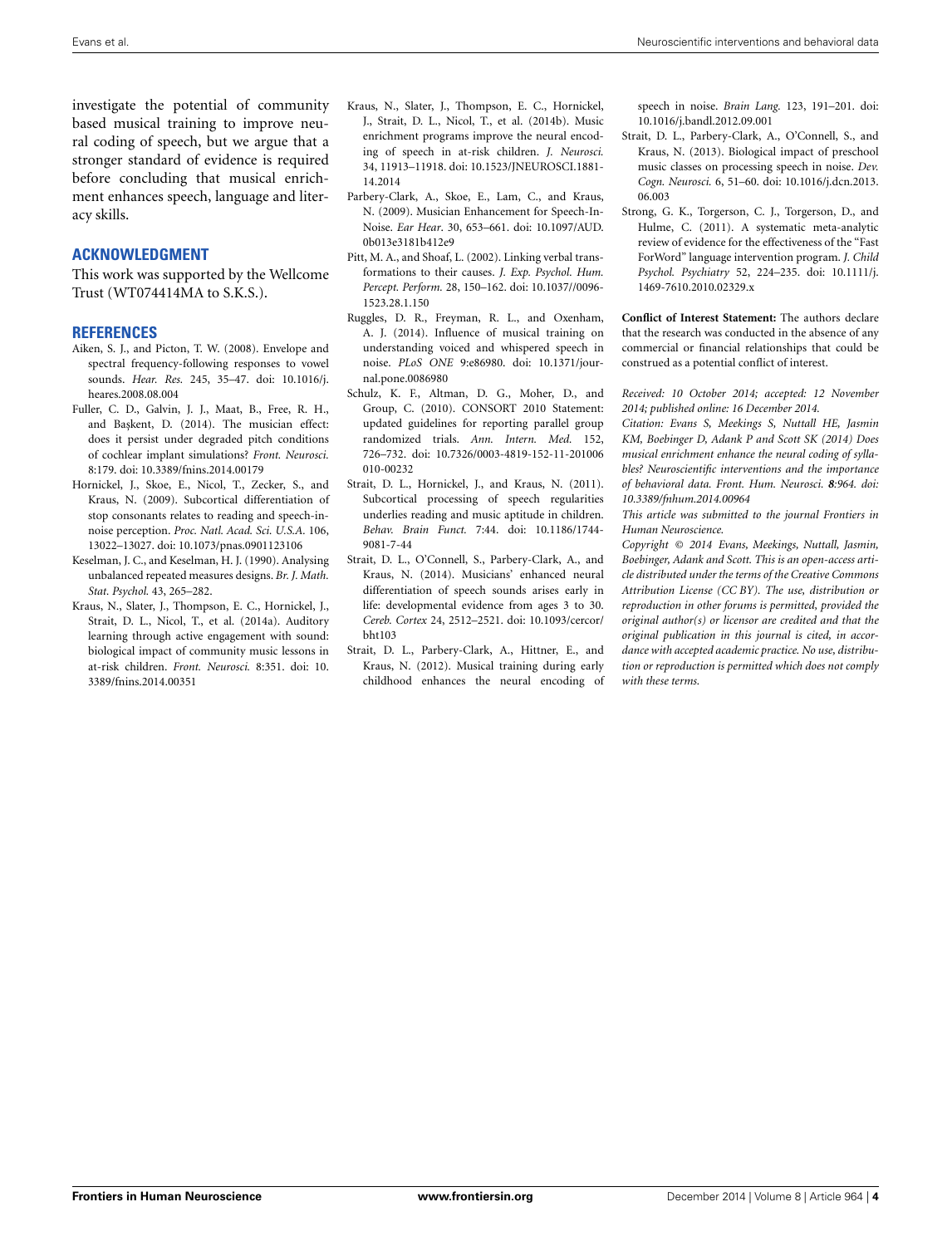investigate the potential of community based musical training to improve neural coding of speech, but we argue that a stronger standard of evidence is required before concluding that musical enrichment enhances speech, language and literacy skills.

## ACKNOWLEDGMENT

This work was supported by the Wellcome Trust (WT074414MA to S.K.S.).

## REFERENCES

Aiken, S. J., and Picton, T. W. (2008). Envelope and spectral frequency-following responses to vowel sounds. *Hear. Res.* 245, 35–47. doi: 10.1016/j.heares.2008.08.004

Fuller, C. D., Galvin, J. J., Maat, B., Free, R. H., and Başkent, D. (2014). The musician effect: does it persist under degraded pitch conditions of cochlear implant simulations? *Front. Neurosci.* 8:179. doi: 10.3389/fnins.2014.00179

Hornickel, J., Skoe, E., Nicol, T., Zecker, S., and Kraus, N. (2009). Subcortical differentiation of stop consonants relates to reading and speech-in-noise perception. *Proc. Natl. Acad. Sci. U.S.A.* 106, 13022–13027. doi: 10.1073/pnas.0901123106

Keselman, J. C., and Keselman, H. J. (1990). Analysing unbalanced repeated measures designs. *Br. J. Math. Stat. Psychol.* 43, 265–282.

Kraus, N., Slater, J., Thompson, E. C., Hornickel, J., Strait, D. L., Nicol, T., et al. (2014a). Auditory learning through active engagement with sound: biological impact of community music lessons in at-risk children. *Front. Neurosci.* 8:351. doi: 10.3389/fnins.2014.00351

Kraus, N., Slater, J., Thompson, E. C., Hornickel, J., Strait, D. L., Nicol, T., et al. (2014b). Music enrichment programs improve the neural encoding of speech in at-risk children. *J. Neurosci.* 34, 11913–11918. doi: 10.1523/JNEUROSCI.1881-14.2014

Parbery-Clark, A., Skoe, E., Lam, C., and Kraus, N. (2009). Musician Enhancement for Speech-In-Noise. *Ear Hear*. 30, 653–661. doi: 10.1097/AUD.0b013e3181b412e9

Pitt, M. A., and Shoaf, L. (2002). Linking verbal transformations to their causes. *J. Exp. Psychol. Hum. Percept. Perform.* 28, 150–162. doi: 10.1037//0096-1523.28.1.150

Ruggles, D. R., Freyman, R. L., and Oxenham, A. J. (2014). Influence of musical training on understanding voiced and whispered speech in noise. *PLoS ONE* 9:e86980. doi: 10.1371/journal.pone.0086980

Schulz, K. F., Altman, D. G., Moher, D., and Group, C. (2010). CONSORT 2010 Statement: updated guidelines for reporting parallel group randomized trials. *Ann. Intern. Med.* 152, 726–732. doi: 10.7326/0003-4819-152-11-201006010-00232

Strait, D. L., Hornickel, J., and Kraus, N. (2011). Subcortical processing of speech regularities underlies reading and music aptitude in children. *Behav. Brain Funct.* 7:44. doi: 10.1186/1744-9081-7-44

Strait, D. L., O'Connell, S., Parbery-Clark, A., and Kraus, N. (2014). Musicians' enhanced neural differentiation of speech sounds arises early in life: developmental evidence from ages 3 to 30. *Cereb. Cortex* 24, 2512–2521. doi: 10.1093/cercor/bht103

Strait, D. L., Parbery-Clark, A., Hittner, E., and Kraus, N. (2012). Musical training during early childhood enhances the neural encoding of speech in noise. *Brain Lang.* 123, 191–201. doi: 10.1016/j.bandl.2012.09.001

Strait, D. L., Parbery-Clark, A., O'Connell, S., and Kraus, N. (2013). Biological impact of preschool music classes on processing speech in noise. *Dev. Cogn. Neurosci.* 6, 51–60. doi: 10.1016/j.dcn.2013.06.003

Strong, G. K., Torgerson, C. J., Torgerson, D., and Hulme, C. (2011). A systematic meta-analytic review of evidence for the effectiveness of the "Fast ForWord" language intervention program. *J. Child Psychol. Psychiatry* 52, 224–235. doi: 10.1111/j.1469-7610.2010.02329.x

**Conflict of Interest Statement:** The authors declare that the research was conducted in the absence of any commercial or financial relationships that could be construed as a potential conflict of interest.

*Received: 10 October 2014; accepted: 12 November 2014; published online: 16 December 2014.*

*Citation: Evans S, Meekings S, Nuttall HE, Jasmin KM, Boebinger D, Adank P and Scott SK (2014) Does musical enrichment enhance the neural coding of syllables? Neuroscientific interventions and the importance of behavioral data. Front. Hum. Neurosci.* ***8****:964. doi: 10.3389/fnhum.2014.00964*

*This article was submitted to the journal Frontiers in Human Neuroscience.*

*Copyright © 2014 Evans, Meekings, Nuttall, Jasmin, Boebinger, Adank and Scott. This is an open-access article distributed under the terms of the Creative Commons Attribution License (CC BY). The use, distribution or reproduction in other forums is permitted, provided the original author(s) or licensor are credited and that the original publication in this journal is cited, in accordance with accepted academic practice. No use, distribution or reproduction is permitted which does not comply with these terms.*